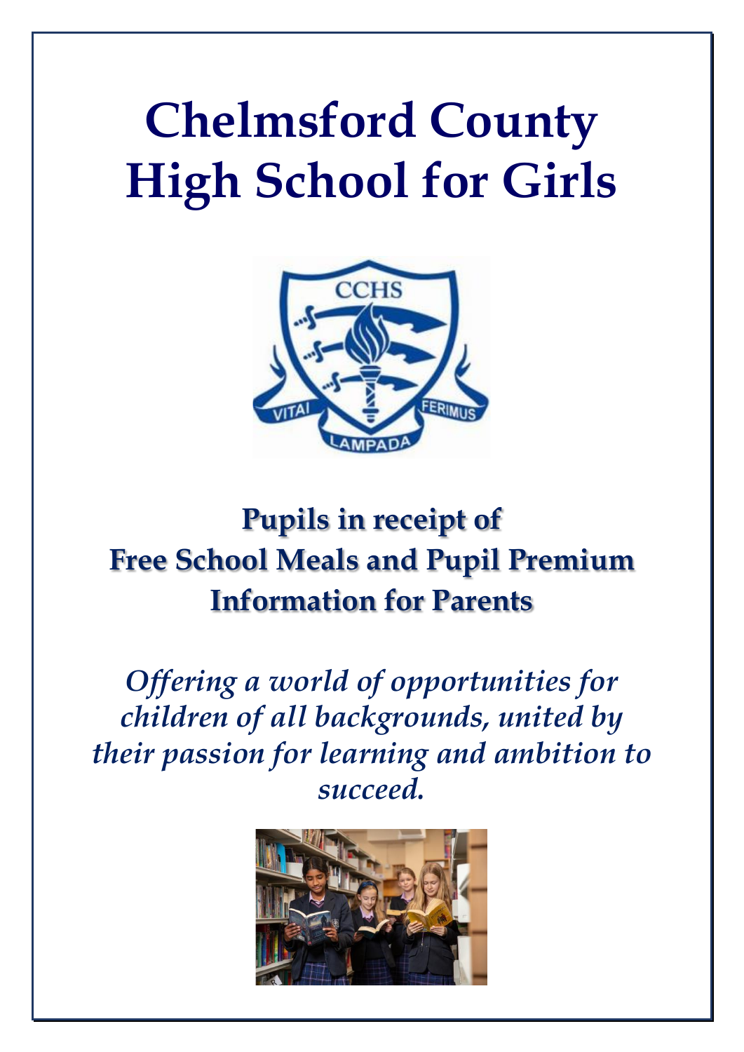# Chelmsford County High School for Girls

## Pupils in receipt of Free School Meals and Pupil Premium Information for Parents

*Offering a world of opportunities for children of all backgrounds, united by their passion for learning and ambition to succeed.*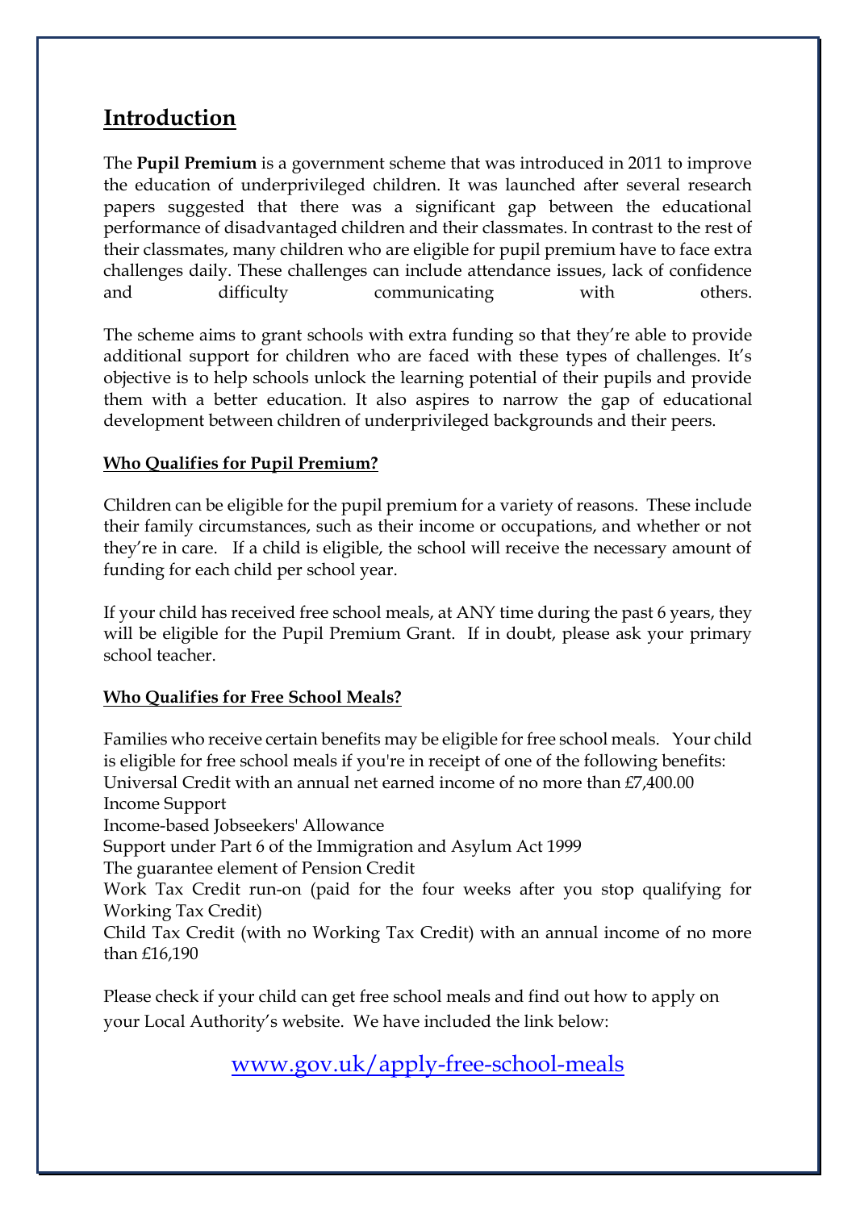## Introduction

The **Pupil Premium** is a government scheme that was introduced in 2011 to improve the education of underprivileged children. It was launched after several research papers suggested that there was a significant gap between the educational performance of disadvantaged children and their classmates. In contrast to the rest of their classmates, many children who are eligible for pupil premium have to face extra challenges daily. These challenges can include attendance issues, lack of confidence and difficulty communicating with others.

The scheme aims to grant schools with extra funding so that they're able to provide additional support for children who are faced with these types of challenges. It's objective is to help schools unlock the learning potential of their pupils and provide them with a better education. It also aspires to narrow the gap of educational development between children of underprivileged backgrounds and their peers.

### Who Qualifies for Pupil Premium?

Children can be eligible for the pupil premium for a variety of reasons. These include their family circumstances, such as their income or occupations, and whether or not they're in care. If a child is eligible, the school will receive the necessary amount of funding for each child per school year.

If your child has received free school meals, at ANY time during the past 6 years, they will be eligible for the Pupil Premium Grant. If in doubt, please ask your primary school teacher.

### Who Qualifies for Free School Meals?

Families who receive certain benefits may be eligible for free school meals. Your child is eligible for free school meals if you're in receipt of one of the following benefits:

Universal Credit with an annual net earned income of no more than £7,400.00
Income Support
Income-based Jobseekers' Allowance
Support under Part 6 of the Immigration and Asylum Act 1999
The guarantee element of Pension Credit
Work Tax Credit run-on (paid for the four weeks after you stop qualifying for Working Tax Credit)
Child Tax Credit (with no Working Tax Credit) with an annual income of no more than £16,190

Please check if your child can get free school meals and find out how to apply on your Local Authority's website. We have included the link below:

[www.gov.uk/apply-free-school-meals](http://www.gov.uk/apply-free-school-meals)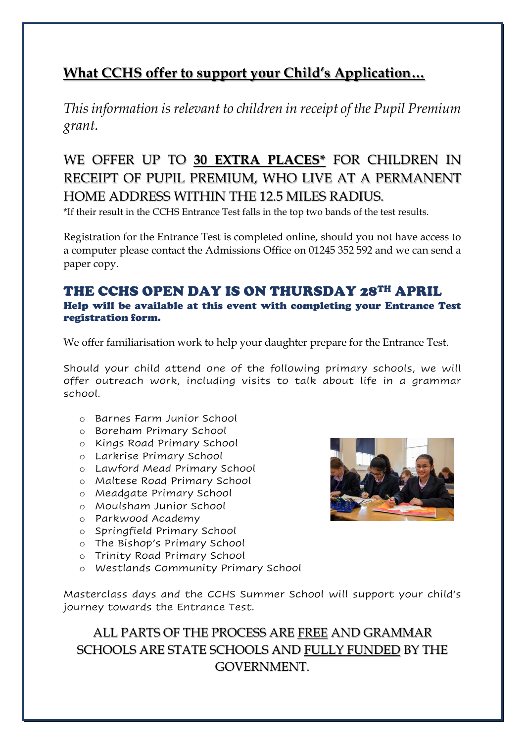## What CCHS offer to support your Child's Application…

*This information is relevant to children in receipt of the Pupil Premium grant.*

WE OFFER UP TO **30 EXTRA PLACES*** FOR CHILDREN IN RECEIPT OF PUPIL PREMIUM, WHO LIVE AT A PERMANENT HOME ADDRESS WITHIN THE 12.5 MILES RADIUS.

*If their result in the CCHS Entrance Test falls in the top two bands of the test results.

Registration for the Entrance Test is completed online, should you not have access to a computer please contact the Admissions Office on 01245 352 592 and we can send a paper copy.

### THE CCHS OPEN DAY IS ON THURSDAY 28TH APRIL

**Help will be available at this event with completing your Entrance Test registration form.**

We offer familiarisation work to help your daughter prepare for the Entrance Test.

Should your child attend one of the following primary schools, we will offer outreach work, including visits to talk about life in a grammar school.

- Barnes Farm Junior School
- Boreham Primary School
- Kings Road Primary School
- Larkrise Primary School
- Lawford Mead Primary School
- Maltese Road Primary School
- Meadgate Primary School
- Moulsham Junior School
- Parkwood Academy
- Springfield Primary School
- The Bishop's Primary School
- Trinity Road Primary School
- Westlands Community Primary School

Masterclass days and the CCHS Summer School will support your child's journey towards the Entrance Test.

ALL PARTS OF THE PROCESS ARE FREE AND GRAMMAR SCHOOLS ARE STATE SCHOOLS AND FULLY FUNDED BY THE GOVERNMENT.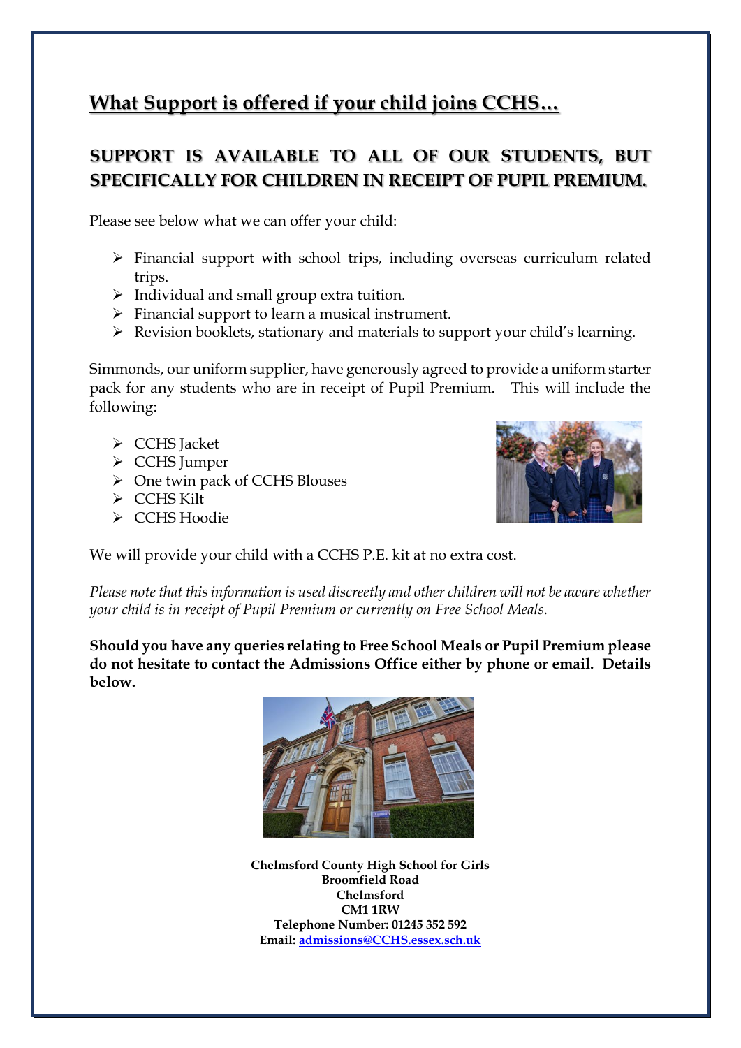## What Support is offered if your child joins CCHS…

### SUPPORT IS AVAILABLE TO ALL OF OUR STUDENTS, BUT SPECIFICALLY FOR CHILDREN IN RECEIPT OF PUPIL PREMIUM.

Please see below what we can offer your child:

- Financial support with school trips, including overseas curriculum related trips.
- Individual and small group extra tuition.
- Financial support to learn a musical instrument.
- Revision booklets, stationary and materials to support your child's learning.

Simmonds, our uniform supplier, have generously agreed to provide a uniform starter pack for any students who are in receipt of Pupil Premium. This will include the following:

- CCHS Jacket
- CCHS Jumper
- One twin pack of CCHS Blouses
- CCHS Kilt
- CCHS Hoodie

We will provide your child with a CCHS P.E. kit at no extra cost.

*Please note that this information is used discreetly and other children will not be aware whether your child is in receipt of Pupil Premium or currently on Free School Meals.*

**Should you have any queries relating to Free School Meals or Pupil Premium please do not hesitate to contact the Admissions Office either by phone or email. Details below.**

**Chelmsford County High School for Girls**
**Broomfield Road**
**Chelmsford**
**CM1 1RW**
**Telephone Number: 01245 352 592**
**Email: admissions@CCHS.essex.sch.uk**